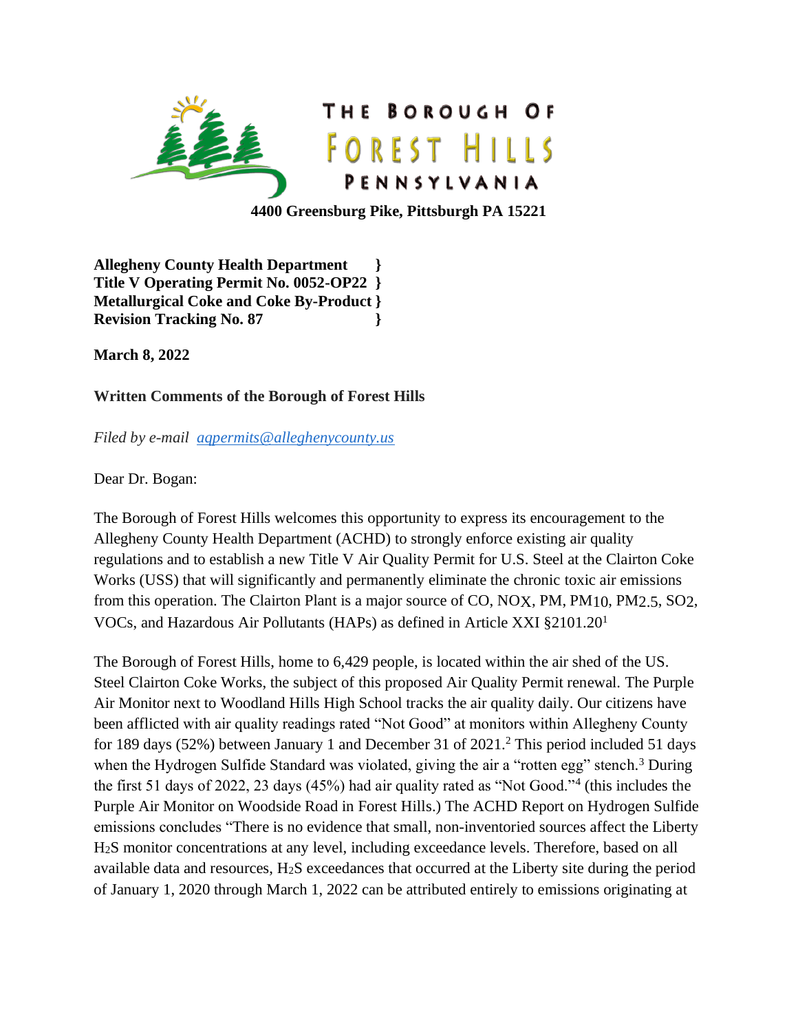# THE BOROUGH OF FOREST HILLS PENNSYLVANIA

**4400 Greensburg Pike, Pittsburgh PA 15221**

**Allegheny County Health Department }**
**Title V Operating Permit No. 0052-OP22 }**
**Metallurgical Coke and Coke By-Product }**
**Revision Tracking No. 87 }**

**March 8, 2022**

**Written Comments of the Borough of Forest Hills**

*Filed by e-mail [aqpermits@alleghenycounty.us](mailto:aqpermits@alleghenycounty.us)*

Dear Dr. Bogan:

The Borough of Forest Hills welcomes this opportunity to express its encouragement to the Allegheny County Health Department (ACHD) to strongly enforce existing air quality regulations and to establish a new Title V Air Quality Permit for U.S. Steel at the Clairton Coke Works (USS) that will significantly and permanently eliminate the chronic toxic air emissions from this operation. The Clairton Plant is a major source of CO, $NO_X$, PM, $PM_{10}$, $PM_{2.5}$, $SO_2$, VOCs, and Hazardous Air Pollutants (HAPs) as defined in Article XXI §2101.20[1]

The Borough of Forest Hills, home to 6,429 people, is located within the air shed of the US. Steel Clairton Coke Works, the subject of this proposed Air Quality Permit renewal. The Purple Air Monitor next to Woodland Hills High School tracks the air quality daily. Our citizens have been afflicted with air quality readings rated "Not Good" at monitors within Allegheny County for 189 days (52%) between January 1 and December 31 of 2021.[2] This period included 51 days when the Hydrogen Sulfide Standard was violated, giving the air a "rotten egg" stench.[3] During the first 51 days of 2022, 23 days (45%) had air quality rated as "Not Good."[4] (this includes the Purple Air Monitor on Woodside Road in Forest Hills.) The ACHD Report on Hydrogen Sulfide emissions concludes "There is no evidence that small, non-inventoried sources affect the Liberty $H_2S$ monitor concentrations at any level, including exceedance levels. Therefore, based on all available data and resources, $H_2S$ exceedances that occurred at the Liberty site during the period of January 1, 2020 through March 1, 2022 can be attributed entirely to emissions originating at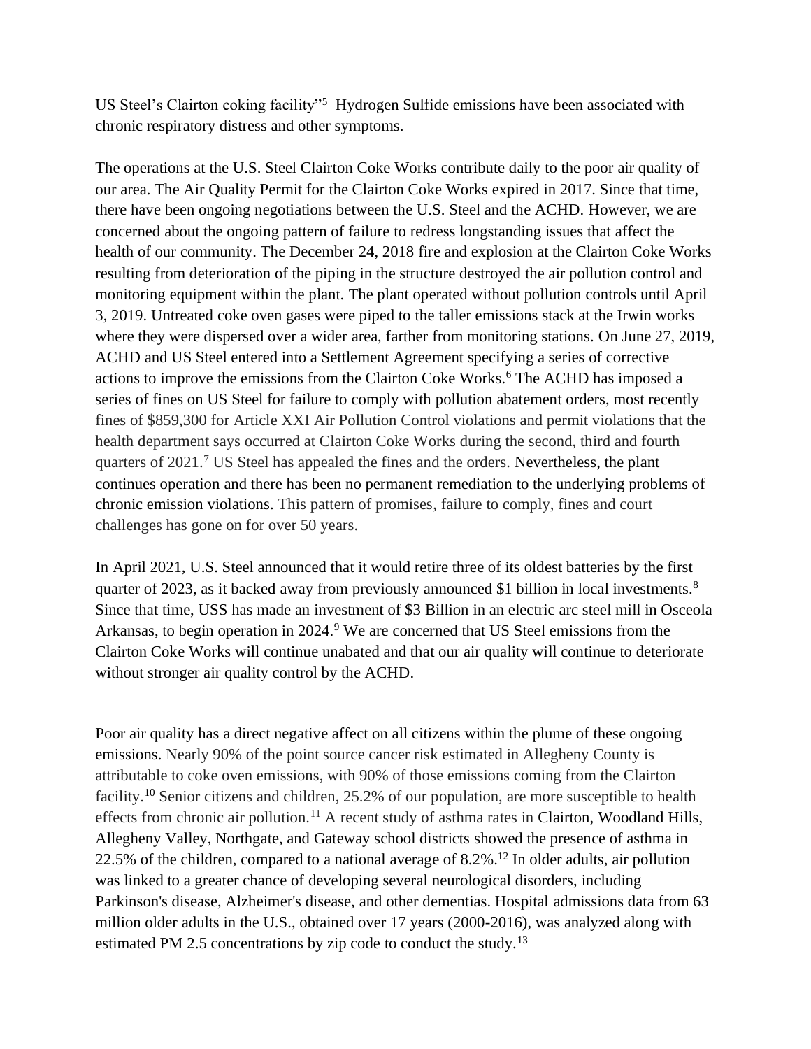US Steel's Clairton coking facility"[5] Hydrogen Sulfide emissions have been associated with chronic respiratory distress and other symptoms.

The operations at the U.S. Steel Clairton Coke Works contribute daily to the poor air quality of our area. The Air Quality Permit for the Clairton Coke Works expired in 2017. Since that time, there have been ongoing negotiations between the U.S. Steel and the ACHD. However, we are concerned about the ongoing pattern of failure to redress longstanding issues that affect the health of our community. The December 24, 2018 fire and explosion at the Clairton Coke Works resulting from deterioration of the piping in the structure destroyed the air pollution control and monitoring equipment within the plant. The plant operated without pollution controls until April 3, 2019. Untreated coke oven gases were piped to the taller emissions stack at the Irwin works where they were dispersed over a wider area, farther from monitoring stations. On June 27, 2019, ACHD and US Steel entered into a Settlement Agreement specifying a series of corrective actions to improve the emissions from the Clairton Coke Works.[6] The ACHD has imposed a series of fines on US Steel for failure to comply with pollution abatement orders, most recently fines of $859,300 for Article XXI Air Pollution Control violations and permit violations that the health department says occurred at Clairton Coke Works during the second, third and fourth quarters of 2021.[7] US Steel has appealed the fines and the orders. Nevertheless, the plant continues operation and there has been no permanent remediation to the underlying problems of chronic emission violations. This pattern of promises, failure to comply, fines and court challenges has gone on for over 50 years.

In April 2021, U.S. Steel announced that it would retire three of its oldest batteries by the first quarter of 2023, as it backed away from previously announced $1 billion in local investments.[8] Since that time, USS has made an investment of $3 Billion in an electric arc steel mill in Osceola Arkansas, to begin operation in 2024.[9] We are concerned that US Steel emissions from the Clairton Coke Works will continue unabated and that our air quality will continue to deteriorate without stronger air quality control by the ACHD.

Poor air quality has a direct negative affect on all citizens within the plume of these ongoing emissions. Nearly 90% of the point source cancer risk estimated in Allegheny County is attributable to coke oven emissions, with 90% of those emissions coming from the Clairton facility.[10] Senior citizens and children, 25.2% of our population, are more susceptible to health effects from chronic air pollution.[11] A recent study of asthma rates in Clairton, Woodland Hills, Allegheny Valley, Northgate, and Gateway school districts showed the presence of asthma in 22.5% of the children, compared to a national average of 8.2%.[12] In older adults, air pollution was linked to a greater chance of developing several neurological disorders, including Parkinson's disease, Alzheimer's disease, and other dementias. Hospital admissions data from 63 million older adults in the U.S., obtained over 17 years (2000-2016), was analyzed along with estimated PM 2.5 concentrations by zip code to conduct the study.[13]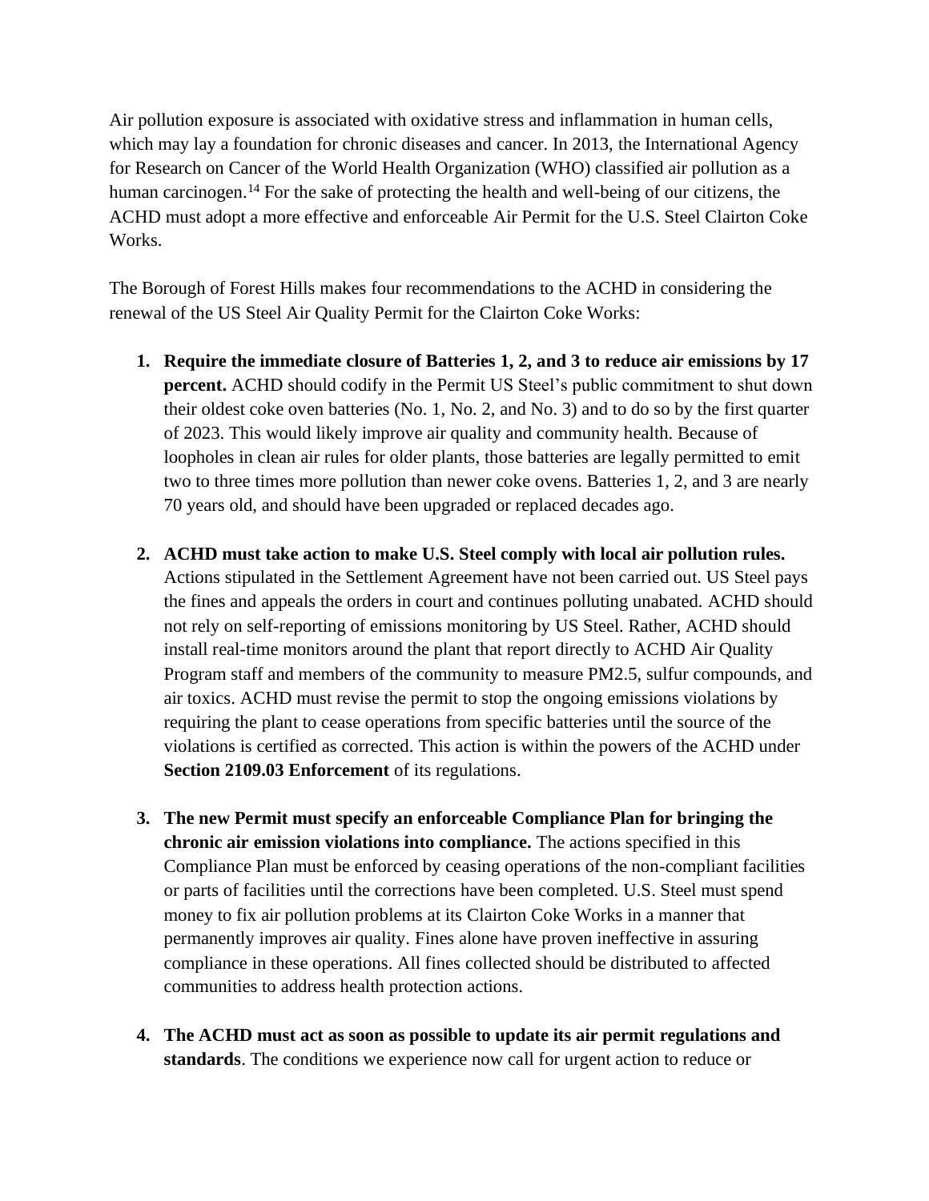Air pollution exposure is associated with oxidative stress and inflammation in human cells, which may lay a foundation for chronic diseases and cancer. In 2013, the International Agency for Research on Cancer of the World Health Organization (WHO) classified air pollution as a human carcinogen.[14] For the sake of protecting the health and well-being of our citizens, the ACHD must adopt a more effective and enforceable Air Permit for the U.S. Steel Clairton Coke Works.

The Borough of Forest Hills makes four recommendations to the ACHD in considering the renewal of the US Steel Air Quality Permit for the Clairton Coke Works:

1. **Require the immediate closure of Batteries 1, 2, and 3 to reduce air emissions by 17 percent.** ACHD should codify in the Permit US Steel's public commitment to shut down their oldest coke oven batteries (No. 1, No. 2, and No. 3) and to do so by the first quarter of 2023. This would likely improve air quality and community health. Because of loopholes in clean air rules for older plants, those batteries are legally permitted to emit two to three times more pollution than newer coke ovens. Batteries 1, 2, and 3 are nearly 70 years old, and should have been upgraded or replaced decades ago.

2. **ACHD must take action to make U.S. Steel comply with local air pollution rules.** Actions stipulated in the Settlement Agreement have not been carried out. US Steel pays the fines and appeals the orders in court and continues polluting unabated. ACHD should not rely on self-reporting of emissions monitoring by US Steel. Rather, ACHD should install real-time monitors around the plant that report directly to ACHD Air Quality Program staff and members of the community to measure PM2.5, sulfur compounds, and air toxics. ACHD must revise the permit to stop the ongoing emissions violations by requiring the plant to cease operations from specific batteries until the source of the violations is certified as corrected. This action is within the powers of the ACHD under **Section 2109.03 Enforcement** of its regulations.

3. **The new Permit must specify an enforceable Compliance Plan for bringing the chronic air emission violations into compliance.** The actions specified in this Compliance Plan must be enforced by ceasing operations of the non-compliant facilities or parts of facilities until the corrections have been completed. U.S. Steel must spend money to fix air pollution problems at its Clairton Coke Works in a manner that permanently improves air quality. Fines alone have proven ineffective in assuring compliance in these operations. All fines collected should be distributed to affected communities to address health protection actions.

4. **The ACHD must act as soon as possible to update its air permit regulations and standards**. The conditions we experience now call for urgent action to reduce or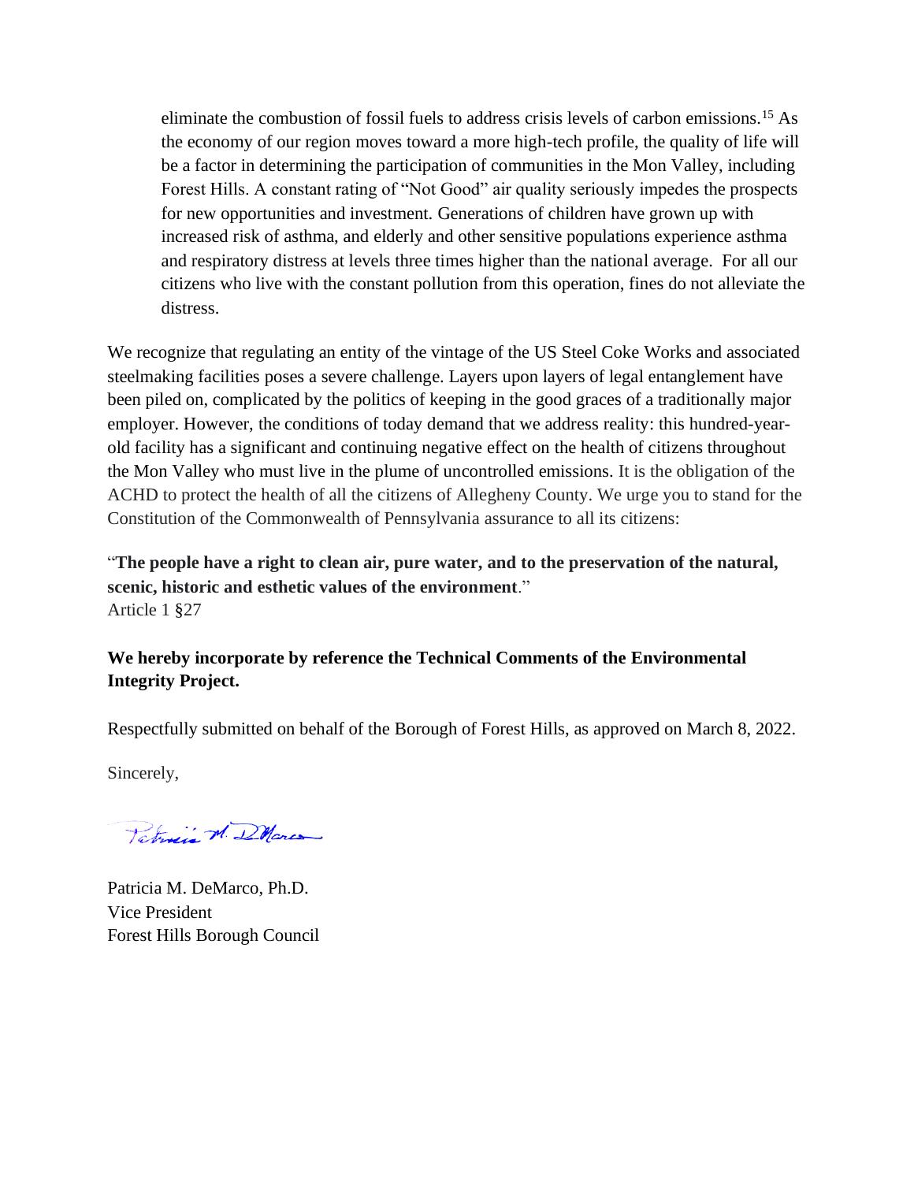eliminate the combustion of fossil fuels to address crisis levels of carbon emissions.[15] As the economy of our region moves toward a more high-tech profile, the quality of life will be a factor in determining the participation of communities in the Mon Valley, including Forest Hills. A constant rating of "Not Good" air quality seriously impedes the prospects for new opportunities and investment. Generations of children have grown up with increased risk of asthma, and elderly and other sensitive populations experience asthma and respiratory distress at levels three times higher than the national average. For all our citizens who live with the constant pollution from this operation, fines do not alleviate the distress.

We recognize that regulating an entity of the vintage of the US Steel Coke Works and associated steelmaking facilities poses a severe challenge. Layers upon layers of legal entanglement have been piled on, complicated by the politics of keeping in the good graces of a traditionally major employer. However, the conditions of today demand that we address reality: this hundred-year-old facility has a significant and continuing negative effect on the health of citizens throughout the Mon Valley who must live in the plume of uncontrolled emissions. It is the obligation of the ACHD to protect the health of all the citizens of Allegheny County. We urge you to stand for the Constitution of the Commonwealth of Pennsylvania assurance to all its citizens:

"**The people have a right to clean air, pure water, and to the preservation of the natural, scenic, historic and esthetic values of the environment**."
Article 1 §27

**We hereby incorporate by reference the Technical Comments of the Environmental Integrity Project.**

Respectfully submitted on behalf of the Borough of Forest Hills, as approved on March 8, 2022.

Sincerely,

Patricia M. DeMarco

Patricia M. DeMarco, Ph.D.
Vice President
Forest Hills Borough Council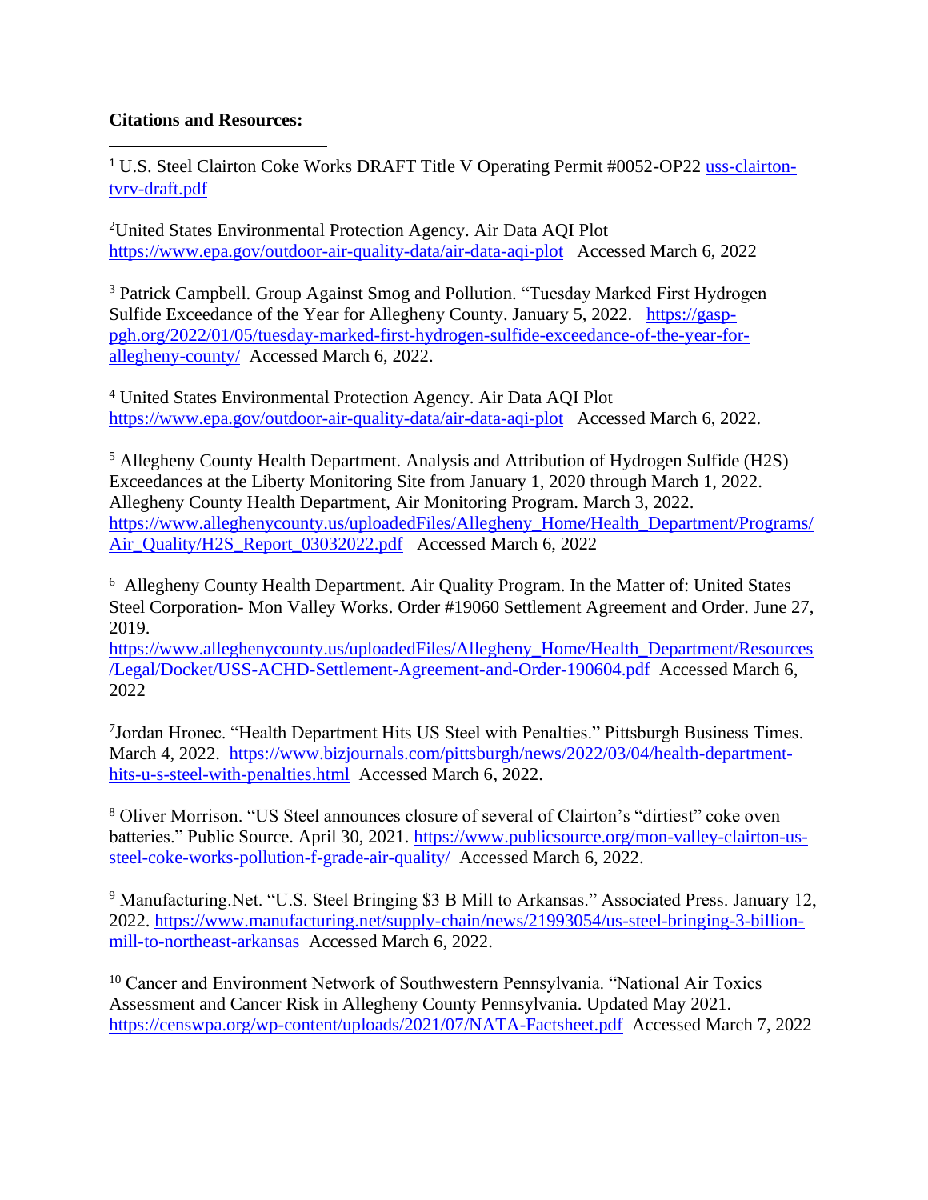**Citations and Resources:**

---

[1] U.S. Steel Clairton Coke Works DRAFT Title V Operating Permit #0052-OP22 uss-clairton-tvrv-draft.pdf

[2]United States Environmental Protection Agency. Air Data AQI Plot https://www.epa.gov/outdoor-air-quality-data/air-data-aqi-plot Accessed March 6, 2022

[3] Patrick Campbell. Group Against Smog and Pollution. "Tuesday Marked First Hydrogen Sulfide Exceedance of the Year for Allegheny County. January 5, 2022. https://gasp-pgh.org/2022/01/05/tuesday-marked-first-hydrogen-sulfide-exceedance-of-the-year-for-allegheny-county/ Accessed March 6, 2022.

[4] United States Environmental Protection Agency. Air Data AQI Plot https://www.epa.gov/outdoor-air-quality-data/air-data-aqi-plot Accessed March 6, 2022.

[5] Allegheny County Health Department. Analysis and Attribution of Hydrogen Sulfide (H2S) Exceedances at the Liberty Monitoring Site from January 1, 2020 through March 1, 2022. Allegheny County Health Department, Air Monitoring Program. March 3, 2022. https://www.alleghenycounty.us/uploadedFiles/Allegheny_Home/Health_Department/Programs/Air_Quality/H2S_Report_03032022.pdf Accessed March 6, 2022

[6] Allegheny County Health Department. Air Quality Program. In the Matter of: United States Steel Corporation- Mon Valley Works. Order #19060 Settlement Agreement and Order. June 27, 2019. https://www.alleghenycounty.us/uploadedFiles/Allegheny_Home/Health_Department/Resources/Legal/Docket/USS-ACHD-Settlement-Agreement-and-Order-190604.pdf Accessed March 6, 2022

[7]Jordan Hronec. "Health Department Hits US Steel with Penalties." Pittsburgh Business Times. March 4, 2022. https://www.bizjournals.com/pittsburgh/news/2022/03/04/health-department-hits-u-s-steel-with-penalties.html Accessed March 6, 2022.

[8] Oliver Morrison. "US Steel announces closure of several of Clairton's "dirtiest" coke oven batteries." Public Source. April 30, 2021. https://www.publicsource.org/mon-valley-clairton-us-steel-coke-works-pollution-f-grade-air-quality/ Accessed March 6, 2022.

[9] Manufacturing.Net. "U.S. Steel Bringing $3 B Mill to Arkansas." Associated Press. January 12, 2022. https://www.manufacturing.net/supply-chain/news/21993054/us-steel-bringing-3-billion-mill-to-northeast-arkansas Accessed March 6, 2022.

[10] Cancer and Environment Network of Southwestern Pennsylvania. "National Air Toxics Assessment and Cancer Risk in Allegheny County Pennsylvania. Updated May 2021. https://censwpa.org/wp-content/uploads/2021/07/NATA-Factsheet.pdf Accessed March 7, 2022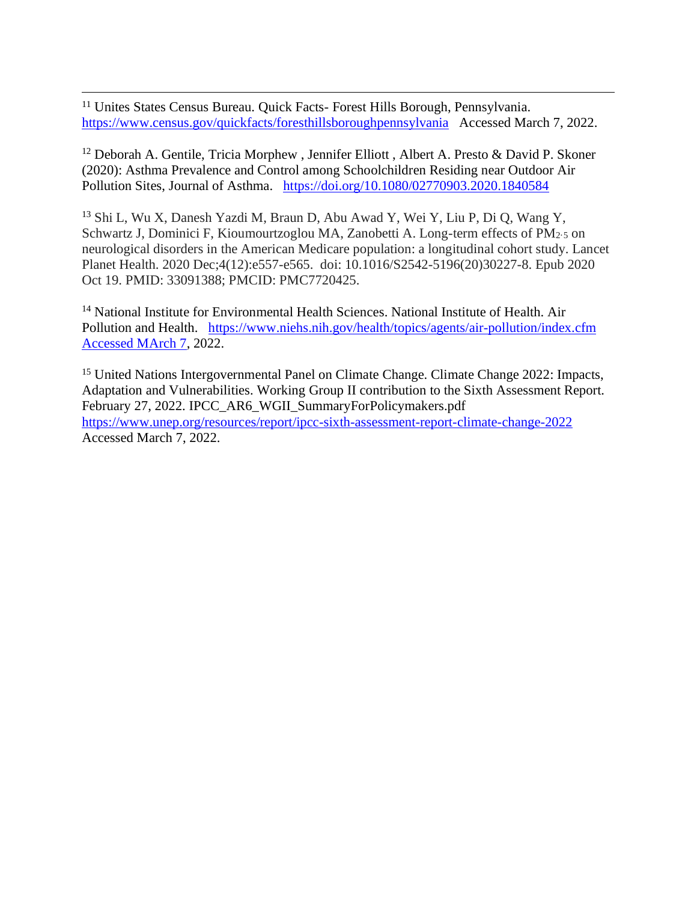[11] Unites States Census Bureau. Quick Facts- Forest Hills Borough, Pennsylvania. https://www.census.gov/quickfacts/foresthillsboroughpennsylvania Accessed March 7, 2022.

[12] Deborah A. Gentile, Tricia Morphew , Jennifer Elliott , Albert A. Presto & David P. Skoner (2020): Asthma Prevalence and Control among Schoolchildren Residing near Outdoor Air Pollution Sites, Journal of Asthma. https://doi.org/10.1080/02770903.2020.1840584

[13] Shi L, Wu X, Danesh Yazdi M, Braun D, Abu Awad Y, Wei Y, Liu P, Di Q, Wang Y, Schwartz J, Dominici F, Kioumourtzoglou MA, Zanobetti A. Long-term effects of $PM_{2 \cdot 5}$ on neurological disorders in the American Medicare population: a longitudinal cohort study. Lancet Planet Health. 2020 Dec;4(12):e557-e565. doi: 10.1016/S2542-5196(20)30227-8. Epub 2020 Oct 19. PMID: 33091388; PMCID: PMC7720425.

[14] National Institute for Environmental Health Sciences. National Institute of Health. Air Pollution and Health. https://www.niehs.nih.gov/health/topics/agents/air-pollution/index.cfm Accessed MArch 7, 2022.

[15] United Nations Intergovernmental Panel on Climate Change. Climate Change 2022: Impacts, Adaptation and Vulnerabilities. Working Group II contribution to the Sixth Assessment Report. February 27, 2022. IPCC_AR6_WGII_SummaryForPolicymakers.pdf https://www.unep.org/resources/report/ipcc-sixth-assessment-report-climate-change-2022 Accessed March 7, 2022.